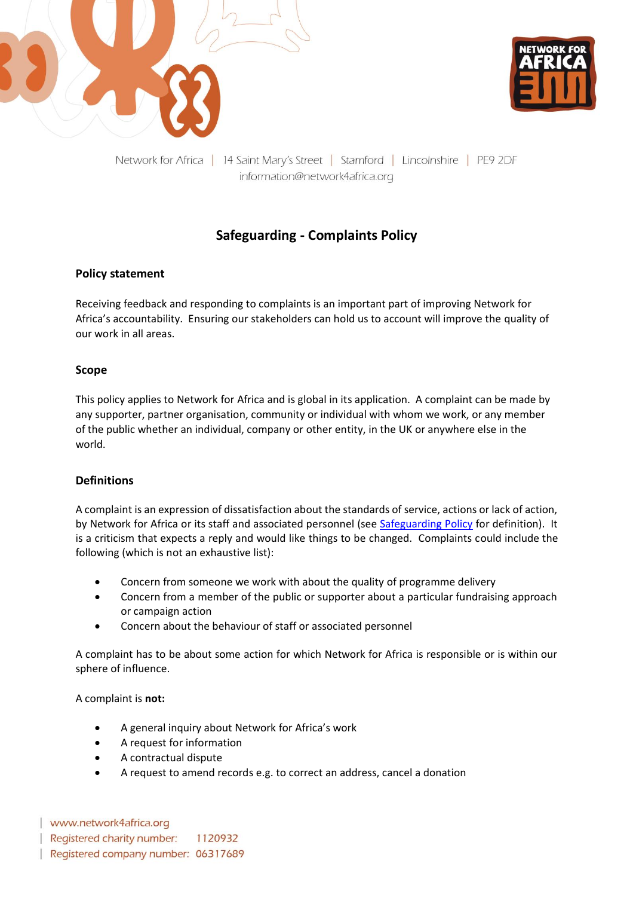Network for Africa | 14 Saint Mary's Street | Stamford | Lincolnshire | PE9 2DF
information@network4africa.org

# Safeguarding - Complaints Policy

## Policy statement

Receiving feedback and responding to complaints is an important part of improving Network for Africa's accountability. Ensuring our stakeholders can hold us to account will improve the quality of our work in all areas.

## Scope

This policy applies to Network for Africa and is global in its application. A complaint can be made by any supporter, partner organisation, community or individual with whom we work, or any member of the public whether an individual, company or other entity, in the UK or anywhere else in the world.

## Definitions

A complaint is an expression of dissatisfaction about the standards of service, actions or lack of action, by Network for Africa or its staff and associated personnel (see Safeguarding Policy for definition). It is a criticism that expects a reply and would like things to be changed. Complaints could include the following (which is not an exhaustive list):

- Concern from someone we work with about the quality of programme delivery
- Concern from a member of the public or supporter about a particular fundraising approach or campaign action
- Concern about the behaviour of staff or associated personnel

A complaint has to be about some action for which Network for Africa is responsible or is within our sphere of influence.

A complaint is **not:**

- A general inquiry about Network for Africa's work
- A request for information
- A contractual dispute
- A request to amend records e.g. to correct an address, cancel a donation

www.network4africa.org
Registered charity number: 1120932
Registered company number: 06317689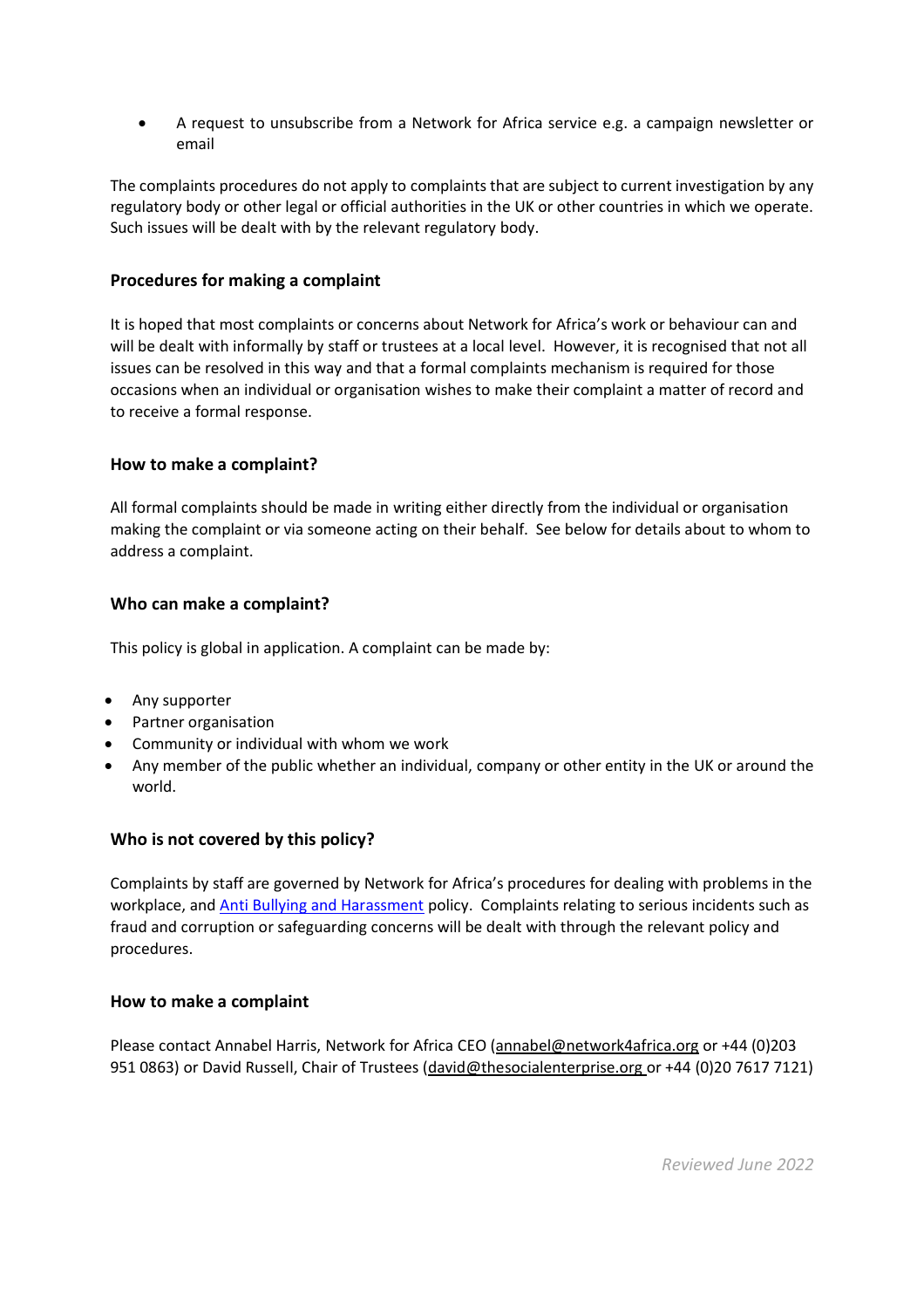- A request to unsubscribe from a Network for Africa service e.g. a campaign newsletter or email

The complaints procedures do not apply to complaints that are subject to current investigation by any regulatory body or other legal or official authorities in the UK or other countries in which we operate. Such issues will be dealt with by the relevant regulatory body.

### Procedures for making a complaint

It is hoped that most complaints or concerns about Network for Africa's work or behaviour can and will be dealt with informally by staff or trustees at a local level. However, it is recognised that not all issues can be resolved in this way and that a formal complaints mechanism is required for those occasions when an individual or organisation wishes to make their complaint a matter of record and to receive a formal response.

### How to make a complaint?

All formal complaints should be made in writing either directly from the individual or organisation making the complaint or via someone acting on their behalf. See below for details about to whom to address a complaint.

### Who can make a complaint?

This policy is global in application. A complaint can be made by:

- Any supporter
- Partner organisation
- Community or individual with whom we work
- Any member of the public whether an individual, company or other entity in the UK or around the world.

### Who is not covered by this policy?

Complaints by staff are governed by Network for Africa's procedures for dealing with problems in the workplace, and Anti Bullying and Harassment policy. Complaints relating to serious incidents such as fraud and corruption or safeguarding concerns will be dealt with through the relevant policy and procedures.

### How to make a complaint

Please contact Annabel Harris, Network for Africa CEO (annabel@network4africa.org or +44 (0)203 951 0863) or David Russell, Chair of Trustees (david@thesocialenterprise.org or +44 (0)20 7617 7121)

*Reviewed June 2022*